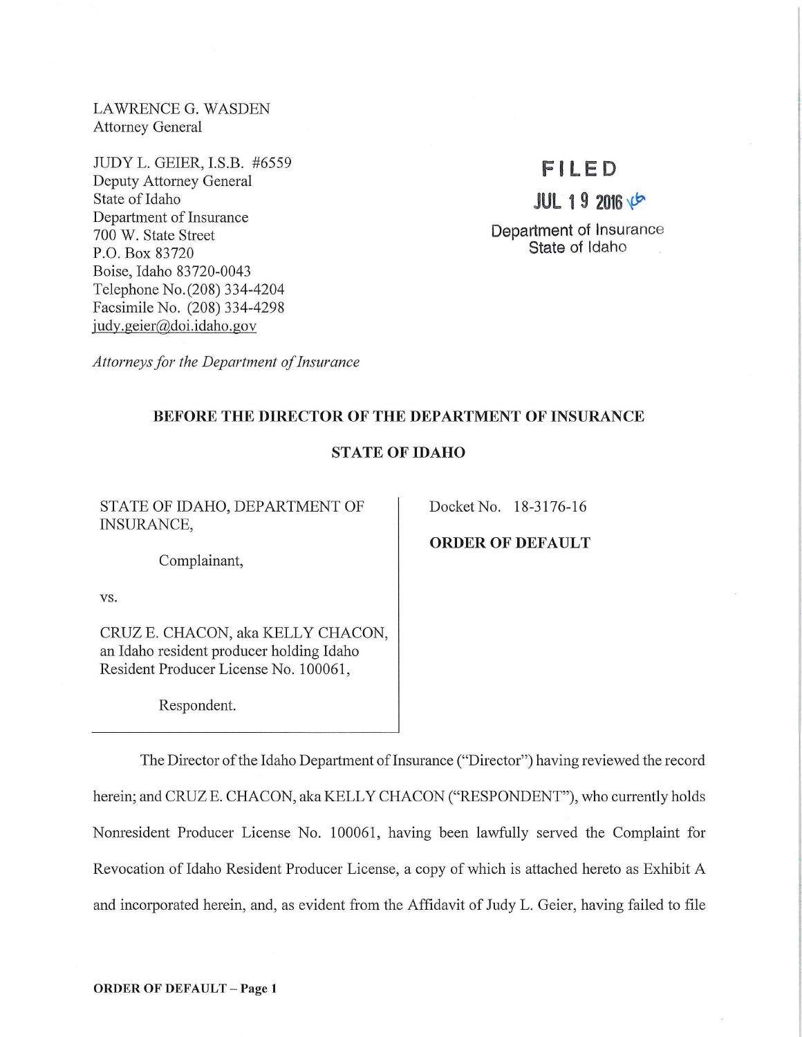LAWRENCE G. WASDEN
Attorney General

JUDY L. GEIER, I.S.B. #6559
Deputy Attorney General
State of Idaho
Department of Insurance
700 W. State Street
P.O. Box 83720
Boise, Idaho 83720-0043
Telephone No.(208) 334-4204
Facsimile No. (208) 334-4298
judy.geier@doi.idaho.gov

*Attorneys for the Department of Insurance*

FILED
JUL 19 2016
Department of Insurance
State of Idaho

**BEFORE THE DIRECTOR OF THE DEPARTMENT OF INSURANCE**

**STATE OF IDAHO**

STATE OF IDAHO, DEPARTMENT OF INSURANCE,

Complainant,

vs.

CRUZ E. CHACON, aka KELLY CHACON, an Idaho resident producer holding Idaho Resident Producer License No. 100061,

Respondent.

Docket No. 18-3176-16

**ORDER OF DEFAULT**

The Director of the Idaho Department of Insurance ("Director") having reviewed the record herein; and CRUZ E. CHACON, aka KELLY CHACON ("RESPONDENT"), who currently holds Nonresident Producer License No. 100061, having been lawfully served the Complaint for Revocation of Idaho Resident Producer License, a copy of which is attached hereto as Exhibit A and incorporated herein, and, as evident from the Affidavit of Judy L. Geier, having failed to file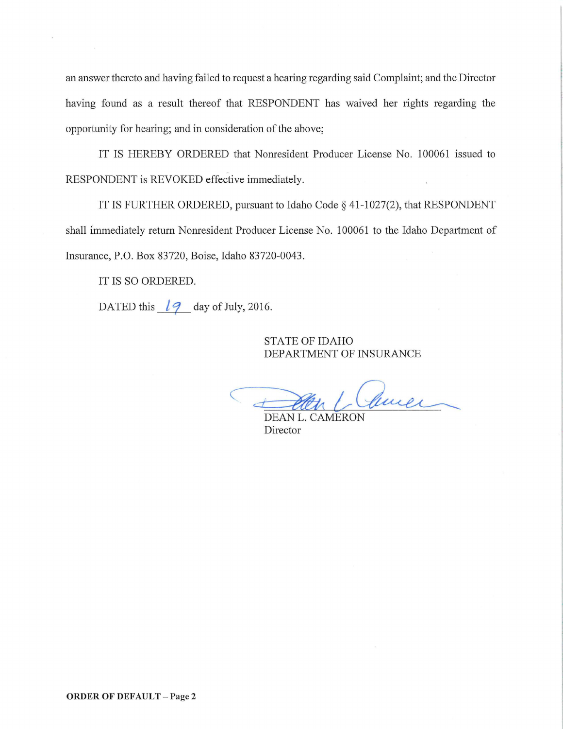an answer thereto and having failed to request a hearing regarding said Complaint; and the Director having found as a result thereof that RESPONDENT has waived her rights regarding the opportunity for hearing; and in consideration of the above;

IT IS HEREBY ORDERED that Nonresident Producer License No. 100061 issued to RESPONDENT is REVOKED effective immediately.

IT IS FURTHER ORDERED, pursuant to Idaho Code § 41-1027(2), that RESPONDENT shall immediately return Nonresident Producer License No. 100061 to the Idaho Department of Insurance, P.O. Box 83720, Boise, Idaho 83720-0043.

IT IS SO ORDERED.

DATED this 19 day of July, 2016.

STATE OF IDAHO
DEPARTMENT OF INSURANCE

DEAN L. CAMERON
Director

**ORDER OF DEFAULT – Page 2**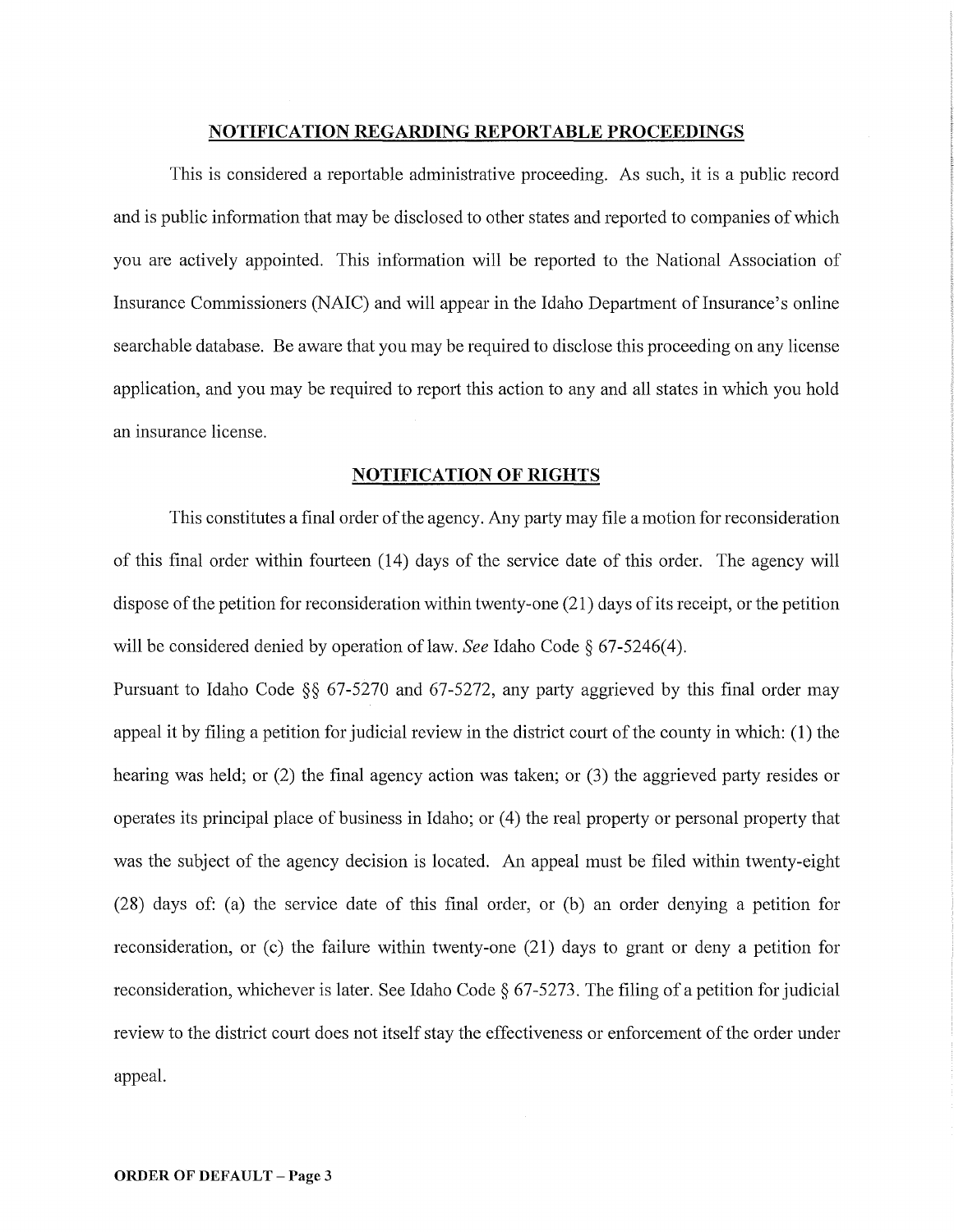## NOTIFICATION REGARDING REPORTABLE PROCEEDINGS

This is considered a reportable administrative proceeding. As such, it is a public record and is public information that may be disclosed to other states and reported to companies of which you are actively appointed. This information will be reported to the National Association of Insurance Commissioners (NAIC) and will appear in the Idaho Department of Insurance's online searchable database. Be aware that you may be required to disclose this proceeding on any license application, and you may be required to report this action to any and all states in which you hold an insurance license.

## NOTIFICATION OF RIGHTS

This constitutes a final order of the agency. Any party may file a motion for reconsideration of this final order within fourteen (14) days of the service date of this order. The agency will dispose of the petition for reconsideration within twenty-one (21) days of its receipt, or the petition will be considered denied by operation of law. *See* Idaho Code § 67-5246(4).

Pursuant to Idaho Code §§ 67-5270 and 67-5272, any party aggrieved by this final order may appeal it by filing a petition for judicial review in the district court of the county in which: (1) the hearing was held; or (2) the final agency action was taken; or (3) the aggrieved party resides or operates its principal place of business in Idaho; or (4) the real property or personal property that was the subject of the agency decision is located. An appeal must be filed within twenty-eight (28) days of: (a) the service date of this final order, or (b) an order denying a petition for reconsideration, or (c) the failure within twenty-one (21) days to grant or deny a petition for reconsideration, whichever is later. See Idaho Code § 67-5273. The filing of a petition for judicial review to the district court does not itself stay the effectiveness or enforcement of the order under appeal.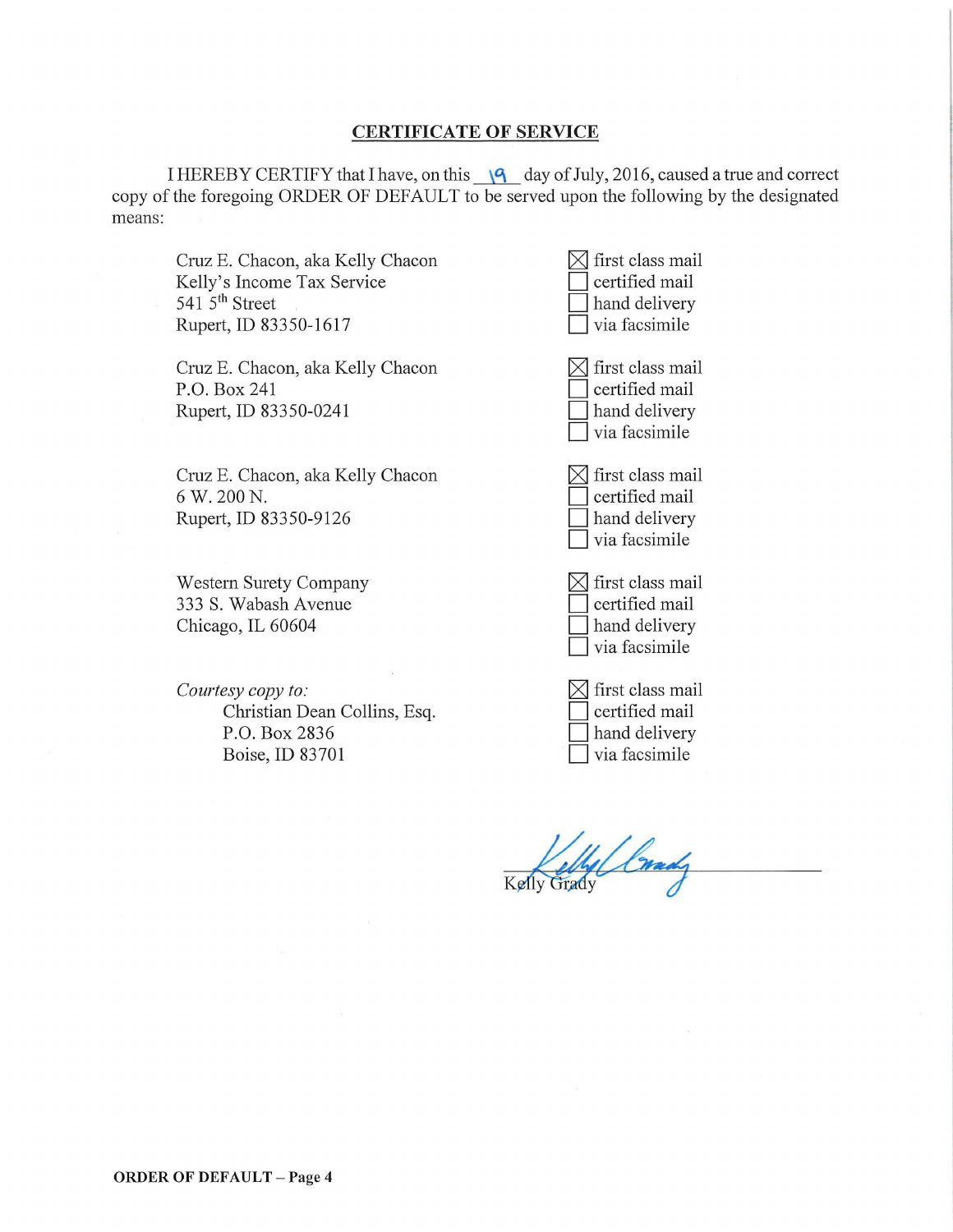## CERTIFICATE OF SERVICE

I HEREBY CERTIFY that I have, on this 19 day of July, 2016, caused a true and correct copy of the foregoing ORDER OF DEFAULT to be served upon the following by the designated means:

| Recipient | Means |
|---|---|
| Cruz E. Chacon, aka Kelly Chacon<br>Kelly's Income Tax Service<br>541 5th Street<br>Rupert, ID 83350-1617 | ☒ first class mail<br>☐ certified mail<br>☐ hand delivery<br>☐ via facsimile |
| Cruz E. Chacon, aka Kelly Chacon<br>P.O. Box 241<br>Rupert, ID 83350-0241 | ☒ first class mail<br>☐ certified mail<br>☐ hand delivery<br>☐ via facsimile |
| Cruz E. Chacon, aka Kelly Chacon<br>6 W. 200 N.<br>Rupert, ID 83350-9126 | ☒ first class mail<br>☐ certified mail<br>☐ hand delivery<br>☐ via facsimile |
| Western Surety Company<br>333 S. Wabash Avenue<br>Chicago, IL 60604 | ☒ first class mail<br>☐ certified mail<br>☐ hand delivery<br>☐ via facsimile |
| *Courtesy copy to:*<br>Christian Dean Collins, Esq.<br>P.O. Box 2836<br>Boise, ID 83701 | ☒ first class mail<br>☐ certified mail<br>☐ hand delivery<br>☐ via facsimile |

Kelly Grady

**ORDER OF DEFAULT – Page 4**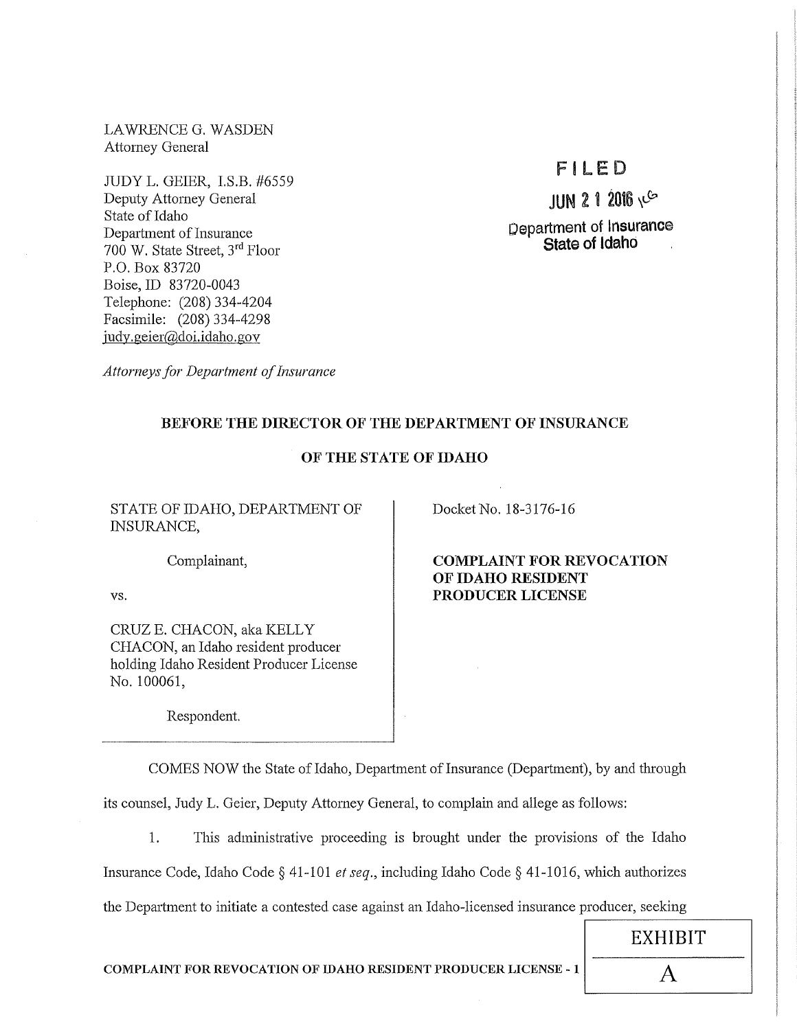LAWRENCE G. WASDEN
Attorney General

JUDY L. GEIER, I.S.B. #6559
Deputy Attorney General
State of Idaho
Department of Insurance
700 W. State Street, 3rd Floor
P.O. Box 83720
Boise, ID 83720-0043
Telephone: (208) 334-4204
Facsimile: (208) 334-4298
judy.geier@doi.idaho.gov

*Attorneys for Department of Insurance*

FILED
JUN 21 2016
Department of Insurance
State of Idaho

**BEFORE THE DIRECTOR OF THE DEPARTMENT OF INSURANCE**

**OF THE STATE OF IDAHO**

STATE OF IDAHO, DEPARTMENT OF INSURANCE,

Complainant,

vs.

CRUZ E. CHACON, aka KELLY CHACON, an Idaho resident producer holding Idaho Resident Producer License No. 100061,

Respondent.

Docket No. 18-3176-16

**COMPLAINT FOR REVOCATION OF IDAHO RESIDENT PRODUCER LICENSE**

COMES NOW the State of Idaho, Department of Insurance (Department), by and through its counsel, Judy L. Geier, Deputy Attorney General, to complain and allege as follows:

1. This administrative proceeding is brought under the provisions of the Idaho Insurance Code, Idaho Code § 41-101 *et seq.*, including Idaho Code § 41-1016, which authorizes the Department to initiate a contested case against an Idaho-licensed insurance producer, seeking

EXHIBIT A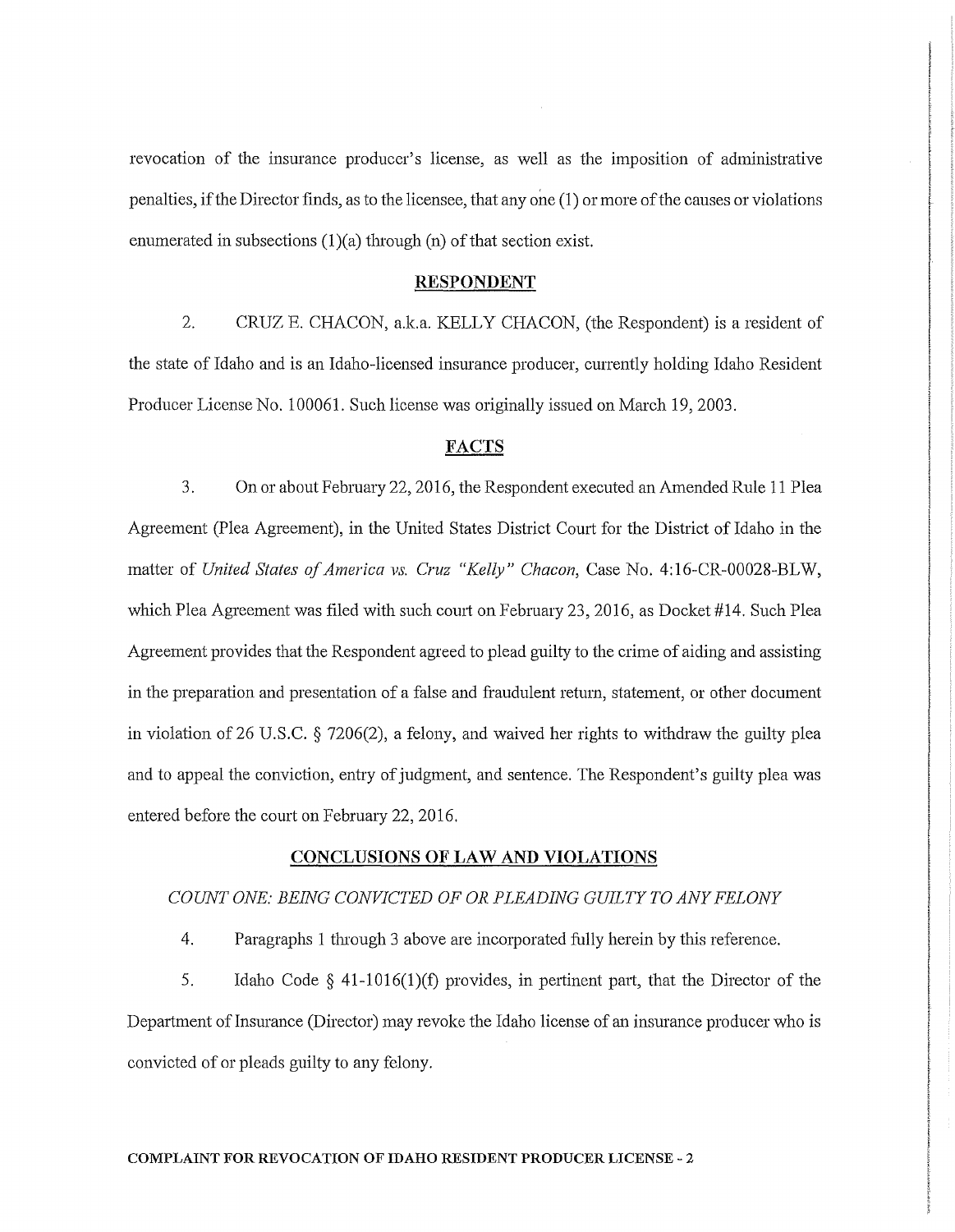revocation of the insurance producer's license, as well as the imposition of administrative penalties, if the Director finds, as to the licensee, that any one (1) or more of the causes or violations enumerated in subsections (1)(a) through (n) of that section exist.

## RESPONDENT

2. CRUZ E. CHACON, a.k.a. KELLY CHACON, (the Respondent) is a resident of the state of Idaho and is an Idaho-licensed insurance producer, currently holding Idaho Resident Producer License No. 100061. Such license was originally issued on March 19, 2003.

## FACTS

3. On or about February 22, 2016, the Respondent executed an Amended Rule 11 Plea Agreement (Plea Agreement), in the United States District Court for the District of Idaho in the matter of *United States of America vs. Cruz "Kelly" Chacon*, Case No. 4:16-CR-00028-BLW, which Plea Agreement was filed with such court on February 23, 2016, as Docket #14. Such Plea Agreement provides that the Respondent agreed to plead guilty to the crime of aiding and assisting in the preparation and presentation of a false and fraudulent return, statement, or other document in violation of 26 U.S.C. § 7206(2), a felony, and waived her rights to withdraw the guilty plea and to appeal the conviction, entry of judgment, and sentence. The Respondent's guilty plea was entered before the court on February 22, 2016.

## CONCLUSIONS OF LAW AND VIOLATIONS

*COUNT ONE: BEING CONVICTED OF OR PLEADING GUILTY TO ANY FELONY*

4. Paragraphs 1 through 3 above are incorporated fully herein by this reference.

5. Idaho Code § 41-1016(1)(f) provides, in pertinent part, that the Director of the Department of Insurance (Director) may revoke the Idaho license of an insurance producer who is convicted of or pleads guilty to any felony.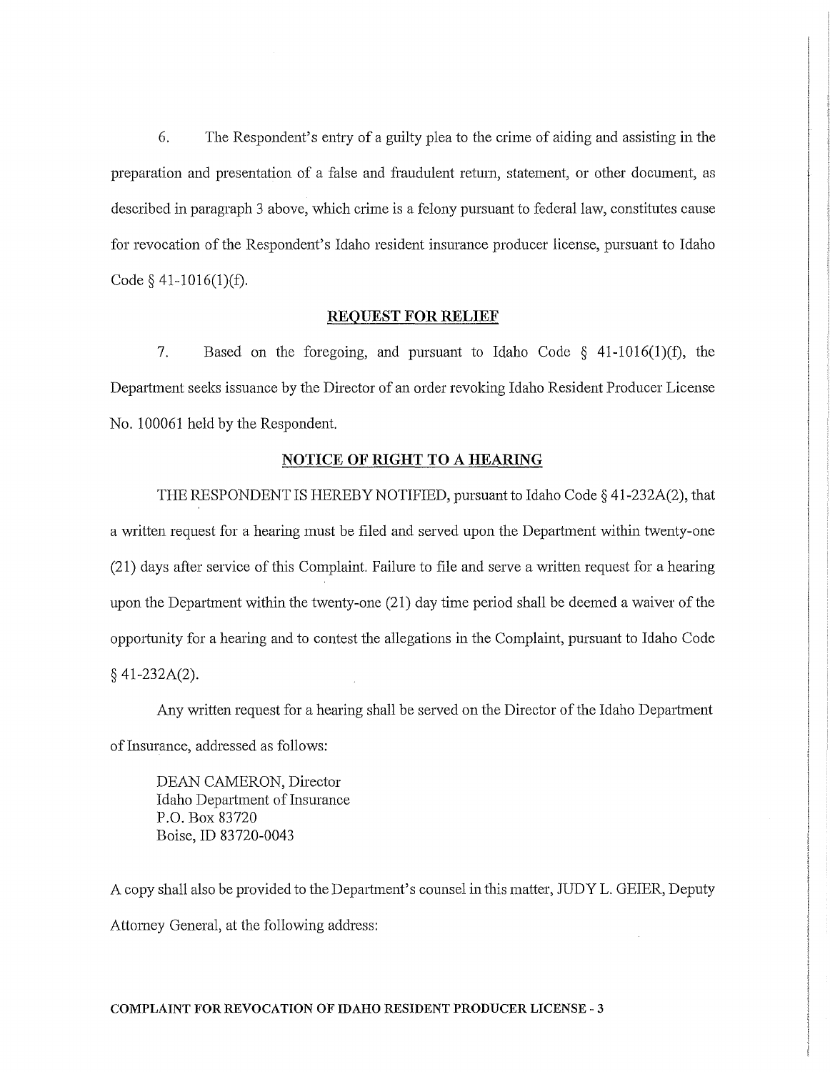6. The Respondent's entry of a guilty plea to the crime of aiding and assisting in the preparation and presentation of a false and fraudulent return, statement, or other document, as described in paragraph 3 above, which crime is a felony pursuant to federal law, constitutes cause for revocation of the Respondent's Idaho resident insurance producer license, pursuant to Idaho Code § 41-1016(1)(f).

## REQUEST FOR RELIEF

7. Based on the foregoing, and pursuant to Idaho Code § 41-1016(1)(f), the Department seeks issuance by the Director of an order revoking Idaho Resident Producer License No. 100061 held by the Respondent.

## NOTICE OF RIGHT TO A HEARING

THE RESPONDENT IS HEREBY NOTIFIED, pursuant to Idaho Code § 41-232A(2), that a written request for a hearing must be filed and served upon the Department within twenty-one (21) days after service of this Complaint. Failure to file and serve a written request for a hearing upon the Department within the twenty-one (21) day time period shall be deemed a waiver of the opportunity for a hearing and to contest the allegations in the Complaint, pursuant to Idaho Code § 41-232A(2).

Any written request for a hearing shall be served on the Director of the Idaho Department of Insurance, addressed as follows:

DEAN CAMERON, Director
Idaho Department of Insurance
P.O. Box 83720
Boise, ID 83720-0043

A copy shall also be provided to the Department's counsel in this matter, JUDY L. GEIER, Deputy Attorney General, at the following address: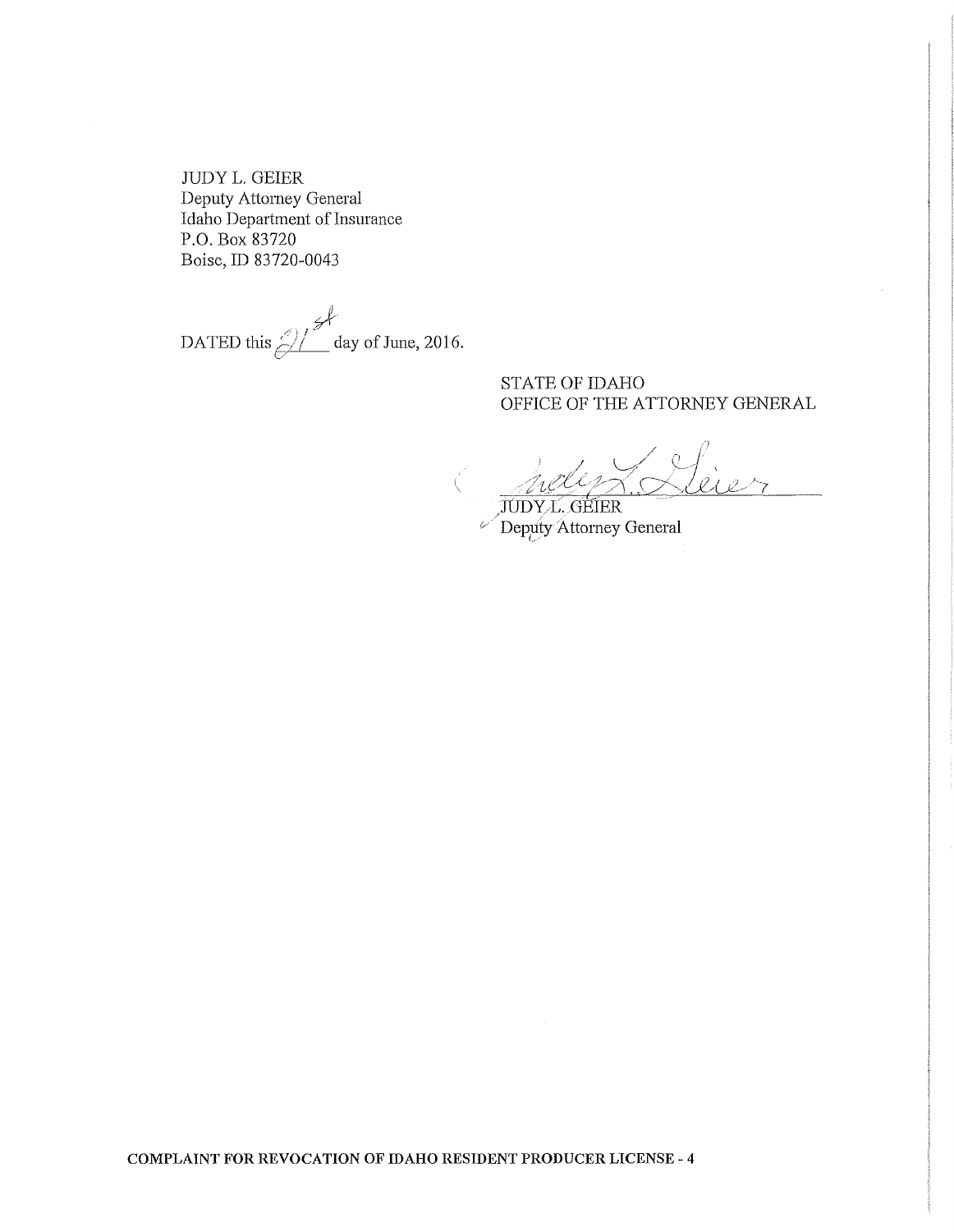JUDY L. GEIER
Deputy Attorney General
Idaho Department of Insurance
P.O. Box 83720
Boise, ID 83720-0043

DATED this 21st day of June, 2016.

STATE OF IDAHO
OFFICE OF THE ATTORNEY GENERAL

Judy L. Geier

JUDY L. GEIER
Deputy Attorney General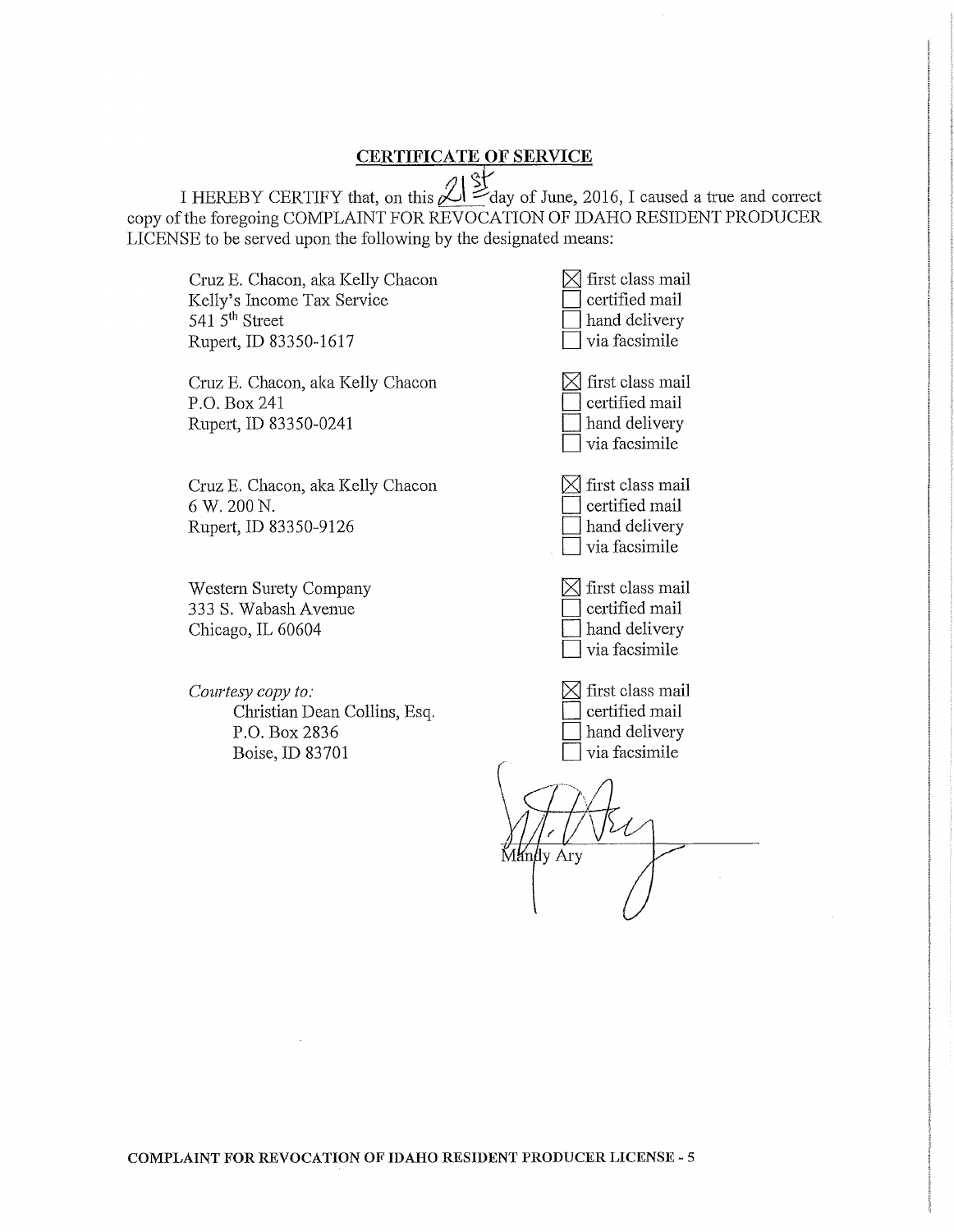## CERTIFICATE OF SERVICE

I HEREBY CERTIFY that, on this 21st day of June, 2016, I caused a true and correct copy of the foregoing COMPLAINT FOR REVOCATION OF IDAHO RESIDENT PRODUCER LICENSE to be served upon the following by the designated means:

| | |
|---|---|
| Cruz E. Chacon, aka Kelly Chacon<br>Kelly's Income Tax Service<br>541 5th Street<br>Rupert, ID 83350-1617 | ☒ first class mail<br>☐ certified mail<br>☐ hand delivery<br>☐ via facsimile |
| Cruz E. Chacon, aka Kelly Chacon<br>P.O. Box 241<br>Rupert, ID 83350-0241 | ☒ first class mail<br>☐ certified mail<br>☐ hand delivery<br>☐ via facsimile |
| Cruz E. Chacon, aka Kelly Chacon<br>6 W. 200 N.<br>Rupert, ID 83350-9126 | ☒ first class mail<br>☐ certified mail<br>☐ hand delivery<br>☐ via facsimile |
| Western Surety Company<br>333 S. Wabash Avenue<br>Chicago, IL 60604 | ☒ first class mail<br>☐ certified mail<br>☐ hand delivery<br>☐ via facsimile |
| *Courtesy copy to:*<br>Christian Dean Collins, Esq.<br>P.O. Box 2836<br>Boise, ID 83701 | ☒ first class mail<br>☐ certified mail<br>☐ hand delivery<br>☐ via facsimile |

Mandy Ary